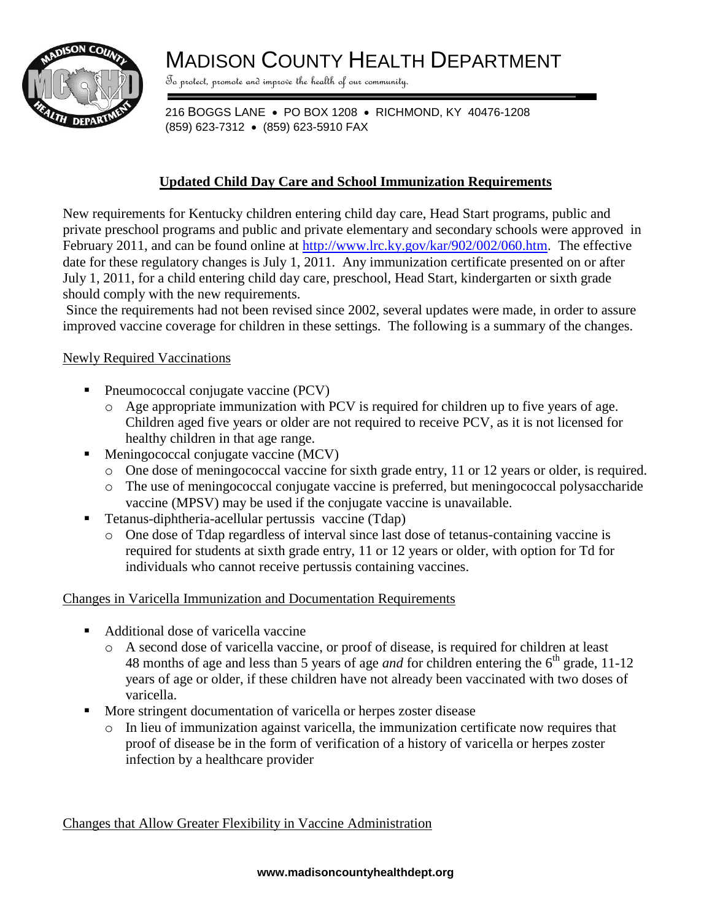# MADISON COUNTY HEALTH DEPARTMENT

To protect, promote and improve the health of our community.

216 BOGGS LANE • PO BOX 1208 • RICHMOND, KY 40476-1208
(859) 623-7312 • (859) 623-5910 FAX

## **Updated Child Day Care and School Immunization Requirements**

New requirements for Kentucky children entering child day care, Head Start programs, public and private preschool programs and public and private elementary and secondary schools were approved in February 2011, and can be found online at http://www.lrc.ky.gov/kar/902/002/060.htm. The effective date for these regulatory changes is July 1, 2011. Any immunization certificate presented on or after July 1, 2011, for a child entering child day care, preschool, Head Start, kindergarten or sixth grade should comply with the new requirements.

Since the requirements had not been revised since 2002, several updates were made, in order to assure improved vaccine coverage for children in these settings. The following is a summary of the changes.

### Newly Required Vaccinations

- Pneumococcal conjugate vaccine (PCV)
  - Age appropriate immunization with PCV is required for children up to five years of age. Children aged five years or older are not required to receive PCV, as it is not licensed for healthy children in that age range.
- Meningococcal conjugate vaccine (MCV)
  - One dose of meningococcal vaccine for sixth grade entry, 11 or 12 years or older, is required.
  - The use of meningococcal conjugate vaccine is preferred, but meningococcal polysaccharide vaccine (MPSV) may be used if the conjugate vaccine is unavailable.
- Tetanus-diphtheria-acellular pertussis vaccine (Tdap)
  - One dose of Tdap regardless of interval since last dose of tetanus-containing vaccine is required for students at sixth grade entry, 11 or 12 years or older, with option for Td for individuals who cannot receive pertussis containing vaccines.

### Changes in Varicella Immunization and Documentation Requirements

- Additional dose of varicella vaccine
  - A second dose of varicella vaccine, or proof of disease, is required for children at least 48 months of age and less than 5 years of age *and* for children entering the 6th grade, 11-12 years of age or older, if these children have not already been vaccinated with two doses of varicella.
- More stringent documentation of varicella or herpes zoster disease
  - In lieu of immunization against varicella, the immunization certificate now requires that proof of disease be in the form of verification of a history of varicella or herpes zoster infection by a healthcare provider

### Changes that Allow Greater Flexibility in Vaccine Administration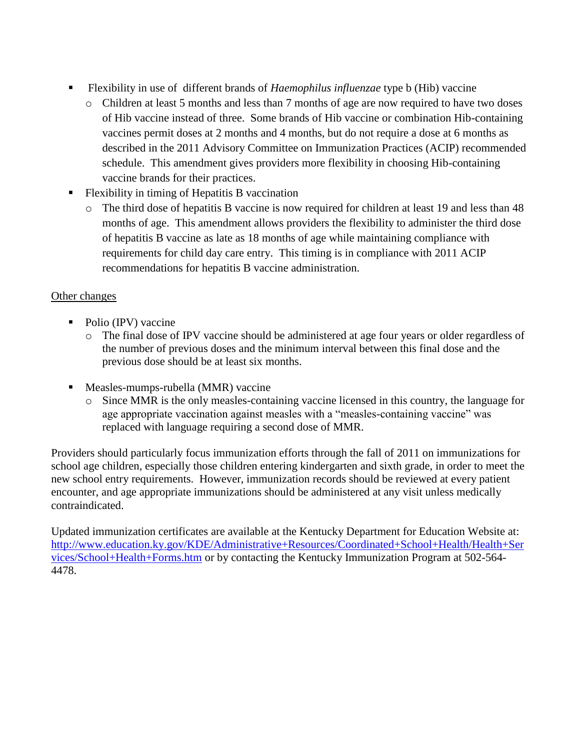- Flexibility in use of different brands of *Haemophilus influenzae* type b (Hib) vaccine
  - Children at least 5 months and less than 7 months of age are now required to have two doses of Hib vaccine instead of three. Some brands of Hib vaccine or combination Hib-containing vaccines permit doses at 2 months and 4 months, but do not require a dose at 6 months as described in the 2011 Advisory Committee on Immunization Practices (ACIP) recommended schedule. This amendment gives providers more flexibility in choosing Hib-containing vaccine brands for their practices.
- Flexibility in timing of Hepatitis B vaccination
  - The third dose of hepatitis B vaccine is now required for children at least 19 and less than 48 months of age. This amendment allows providers the flexibility to administer the third dose of hepatitis B vaccine as late as 18 months of age while maintaining compliance with requirements for child day care entry. This timing is in compliance with 2011 ACIP recommendations for hepatitis B vaccine administration.

<u>Other changes</u>

- Polio (IPV) vaccine
  - The final dose of IPV vaccine should be administered at age four years or older regardless of the number of previous doses and the minimum interval between this final dose and the previous dose should be at least six months.

- Measles-mumps-rubella (MMR) vaccine
  - Since MMR is the only measles-containing vaccine licensed in this country, the language for age appropriate vaccination against measles with a "measles-containing vaccine" was replaced with language requiring a second dose of MMR.

Providers should particularly focus immunization efforts through the fall of 2011 on immunizations for school age children, especially those children entering kindergarten and sixth grade, in order to meet the new school entry requirements. However, immunization records should be reviewed at every patient encounter, and age appropriate immunizations should be administered at any visit unless medically contraindicated.

Updated immunization certificates are available at the Kentucky Department for Education Website at: [http://www.education.ky.gov/KDE/Administrative+Resources/Coordinated+School+Health/Health+Services/School+Health+Forms.htm](http://www.education.ky.gov/KDE/Administrative+Resources/Coordinated+School+Health/Health+Services/School+Health+Forms.htm) or by contacting the Kentucky Immunization Program at 502-564-4478.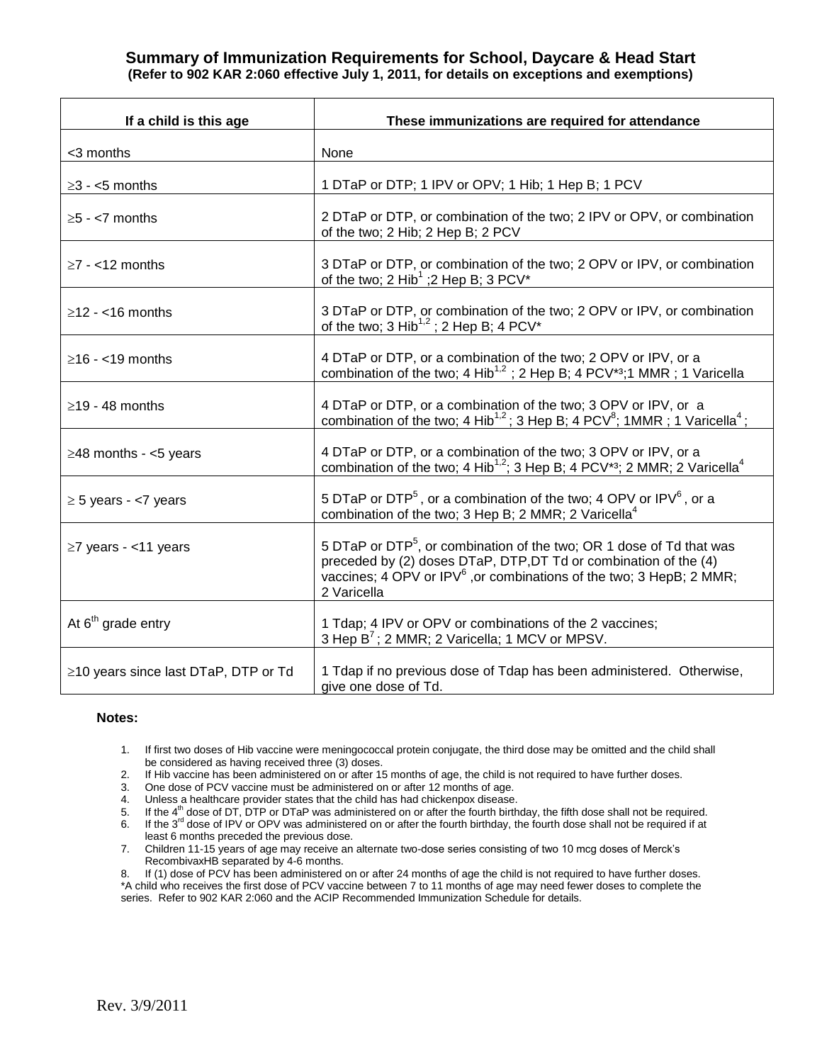## Summary of Immunization Requirements for School, Daycare & Head Start

**(Refer to 902 KAR 2:060 effective July 1, 2011, for details on exceptions and exemptions)**

| If a child is this age | These immunizations are required for attendance |
|---|---|
| <3 months | None |
| ≥3 - <5 months | 1 DTaP or DTP; 1 IPV or OPV; 1 Hib; 1 Hep B; 1 PCV |
| ≥5 - <7 months | 2 DTaP or DTP, or combination of the two; 2 IPV or OPV, or combination of the two; 2 Hib; 2 Hep B; 2 PCV |
| ≥7 - <12 months | 3 DTaP or DTP, or combination of the two; 2 OPV or IPV, or combination of the two; 2 Hib[1] ;2 Hep B; 3 PCV* |
| ≥12 - <16 months | 3 DTaP or DTP, or combination of the two; 2 OPV or IPV, or combination of the two; 3 Hib[1,2] ; 2 Hep B; 4 PCV* |
| ≥16 - <19 months | 4 DTaP or DTP, or a combination of the two; 2 OPV or IPV, or a combination of the two; 4 Hib[1,2] ; 2 Hep B; 4 PCV*[3];1 MMR ; 1 Varicella |
| ≥19 - 48 months | 4 DTaP or DTP, or a combination of the two; 3 OPV or IPV, or a combination of the two; 4 Hib[1,2]; 3 Hep B; 4 PCV[8]; 1MMR ; 1 Varicella[4] ; |
| ≥48 months - <5 years | 4 DTaP or DTP, or a combination of the two; 3 OPV or IPV, or a combination of the two; 4 Hib[1,2]; 3 Hep B; 4 PCV*[3]; 2 MMR; 2 Varicella[4] |
| ≥ 5 years - <7 years | 5 DTaP or DTP[5] , or a combination of the two; 4 OPV or IPV[6] , or a combination of the two; 3 Hep B; 2 MMR; 2 Varicella[4] |
| ≥7 years - <11 years | 5 DTaP or DTP[5], or combination of the two; OR 1 dose of Td that was preceded by (2) doses DTaP, DTP,DT Td or combination of the (4) vaccines; 4 OPV or IPV[6] ,or combinations of the two; 3 HepB; 2 MMR; 2 Varicella |
| At 6th grade entry | 1 Tdap; 4 IPV or OPV or combinations of the 2 vaccines; 3 Hep B[7] ; 2 MMR; 2 Varicella; 1 MCV or MPSV. |
| ≥10 years since last DTaP, DTP or Td | 1 Tdap if no previous dose of Tdap has been administered. Otherwise, give one dose of Td. |

**Notes:**

1. If first two doses of Hib vaccine were meningococcal protein conjugate, the third dose may be omitted and the child shall be considered as having received three (3) doses.
2. If Hib vaccine has been administered on or after 15 months of age, the child is not required to have further doses.
3. One dose of PCV vaccine must be administered on or after 12 months of age.
4. Unless a healthcare provider states that the child has had chickenpox disease.
5. If the 4th dose of DT, DTP or DTaP was administered on or after the fourth birthday, the fifth dose shall not be required.
6. If the 3rd dose of IPV or OPV was administered on or after the fourth birthday, the fourth dose shall not be required if at least 6 months preceded the previous dose.
7. Children 11-15 years of age may receive an alternate two-dose series consisting of two 10 mcg doses of Merck's RecombivaxHB separated by 4-6 months.
8. If (1) dose of PCV has been administered on or after 24 months of age the child is not required to have further doses.

*A child who receives the first dose of PCV vaccine between 7 to 11 months of age may need fewer doses to complete the series. Refer to 902 KAR 2:060 and the ACIP Recommended Immunization Schedule for details.

Rev. 3/9/2011